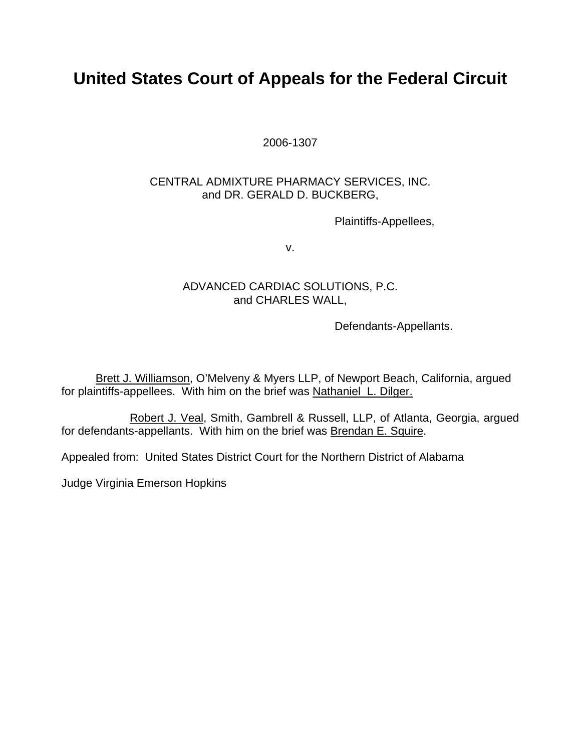# United States Court of Appeals for the Federal Circuit

2006-1307

CENTRAL ADMIXTURE PHARMACY SERVICES, INC.
and DR. GERALD D. BUCKBERG,

Plaintiffs-Appellees,

v.

ADVANCED CARDIAC SOLUTIONS, P.C.
and CHARLES WALL,

Defendants-Appellants.

Brett J. Williamson, O'Melveny & Myers LLP, of Newport Beach, California, argued for plaintiffs-appellees. With him on the brief was Nathaniel L. Dilger.

Robert J. Veal, Smith, Gambrell & Russell, LLP, of Atlanta, Georgia, argued for defendants-appellants. With him on the brief was Brendan E. Squire.

Appealed from: United States District Court for the Northern District of Alabama

Judge Virginia Emerson Hopkins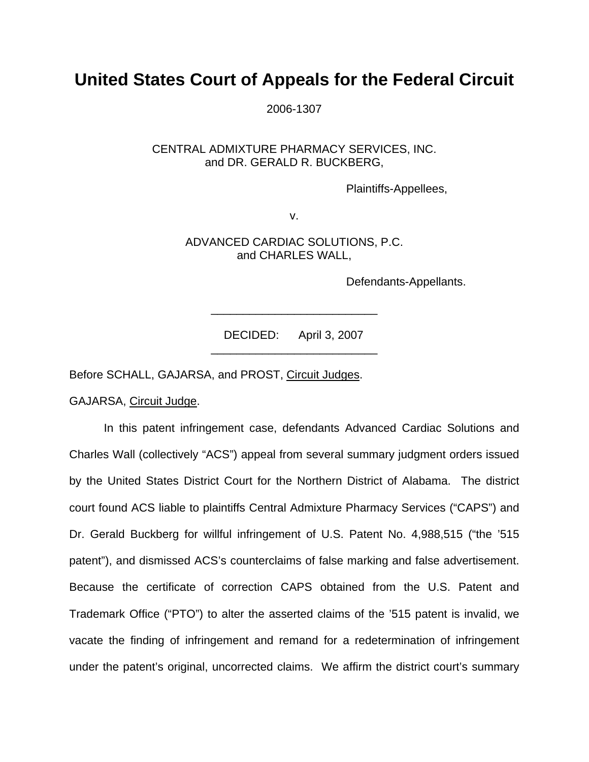# United States Court of Appeals for the Federal Circuit

2006-1307

CENTRAL ADMIXTURE PHARMACY SERVICES, INC.
and DR. GERALD R. BUCKBERG,

Plaintiffs-Appellees,

v.

ADVANCED CARDIAC SOLUTIONS, P.C.
and CHARLES WALL,

Defendants-Appellants.

---

DECIDED: April 3, 2007

---

Before SCHALL, GAJARSA, and PROST, Circuit Judges.

GAJARSA, Circuit Judge.

In this patent infringement case, defendants Advanced Cardiac Solutions and Charles Wall (collectively "ACS") appeal from several summary judgment orders issued by the United States District Court for the Northern District of Alabama. The district court found ACS liable to plaintiffs Central Admixture Pharmacy Services ("CAPS") and Dr. Gerald Buckberg for willful infringement of U.S. Patent No. 4,988,515 ("the '515 patent"), and dismissed ACS's counterclaims of false marking and false advertisement. Because the certificate of correction CAPS obtained from the U.S. Patent and Trademark Office ("PTO") to alter the asserted claims of the '515 patent is invalid, we vacate the finding of infringement and remand for a redetermination of infringement under the patent's original, uncorrected claims. We affirm the district court's summary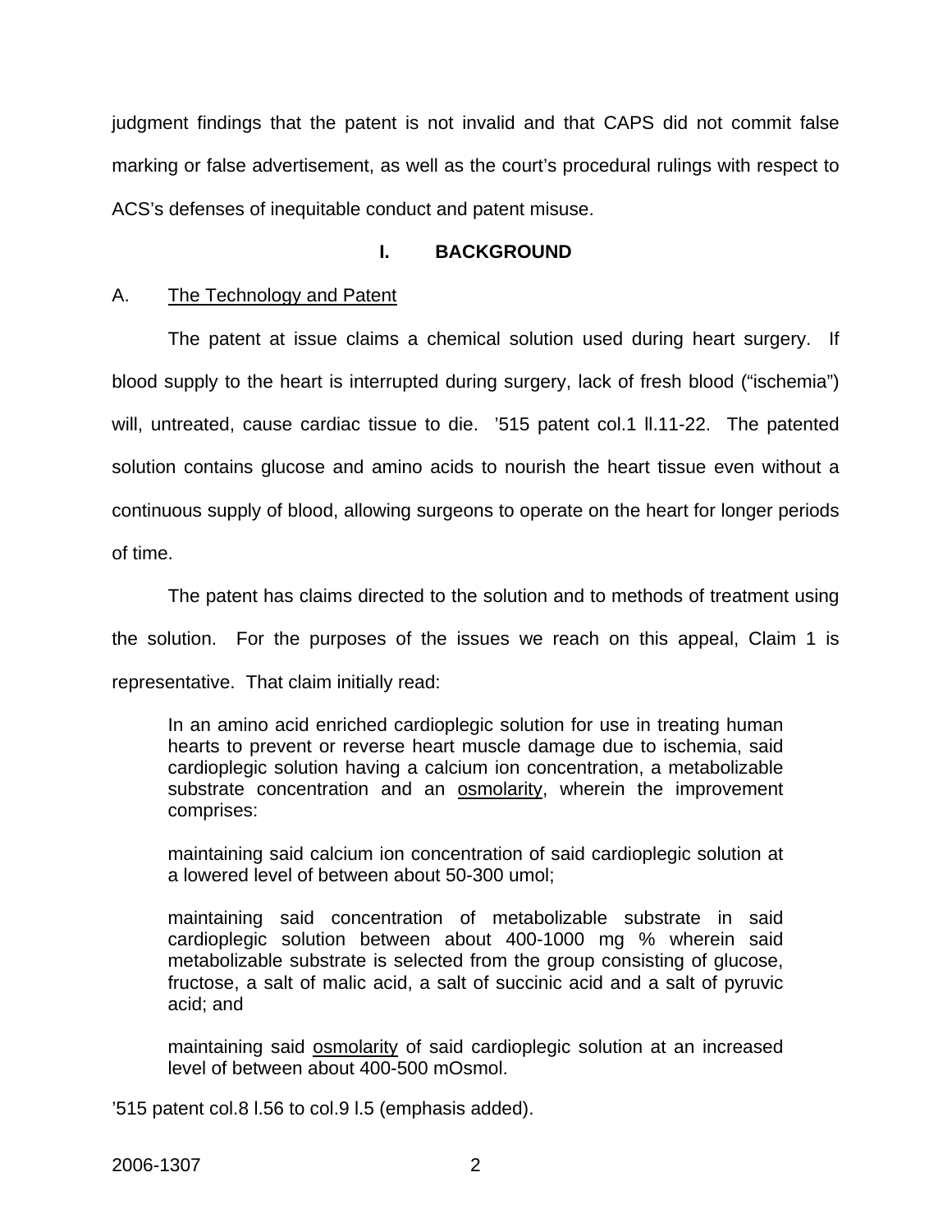judgment findings that the patent is not invalid and that CAPS did not commit false marking or false advertisement, as well as the court's procedural rulings with respect to ACS's defenses of inequitable conduct and patent misuse.

## I. BACKGROUND

### A. The Technology and Patent

The patent at issue claims a chemical solution used during heart surgery. If blood supply to the heart is interrupted during surgery, lack of fresh blood ("ischemia") will, untreated, cause cardiac tissue to die. '515 patent col.1 ll.11-22. The patented solution contains glucose and amino acids to nourish the heart tissue even without a continuous supply of blood, allowing surgeons to operate on the heart for longer periods of time.

The patent has claims directed to the solution and to methods of treatment using the solution. For the purposes of the issues we reach on this appeal, Claim 1 is representative. That claim initially read:

> In an amino acid enriched cardioplegic solution for use in treating human hearts to prevent or reverse heart muscle damage due to ischemia, said cardioplegic solution having a calcium ion concentration, a metabolizable substrate concentration and an <u>osmolarity</u>, wherein the improvement comprises:
>
> maintaining said calcium ion concentration of said cardioplegic solution at a lowered level of between about 50-300 umol;
>
> maintaining said concentration of metabolizable substrate in said cardioplegic solution between about 400-1000 mg % wherein said metabolizable substrate is selected from the group consisting of glucose, fructose, a salt of malic acid, a salt of succinic acid and a salt of pyruvic acid; and
>
> maintaining said <u>osmolarity</u> of said cardioplegic solution at an increased level of between about 400-500 mOsmol.

'515 patent col.8 l.56 to col.9 l.5 (emphasis added).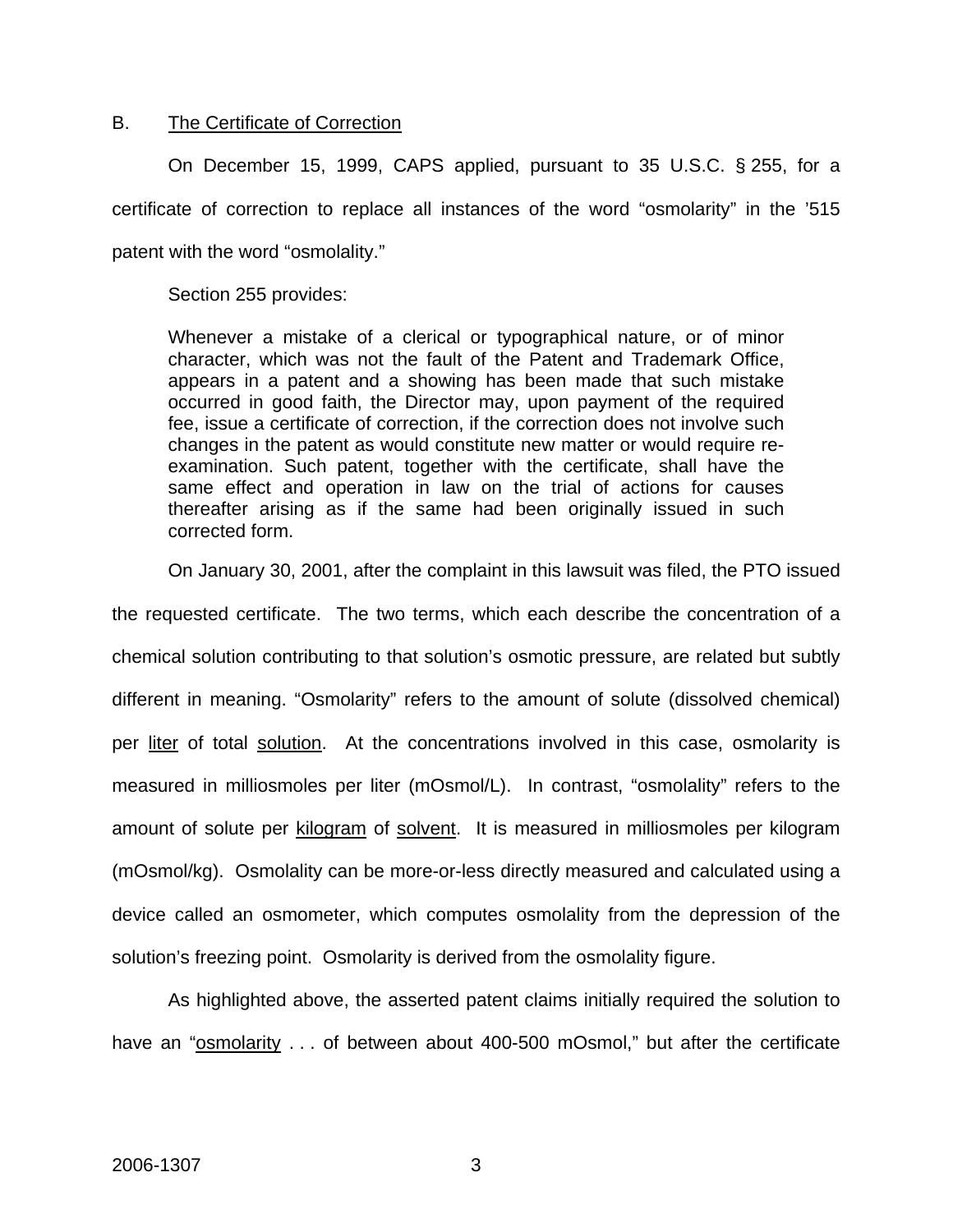B. <u>The Certificate of Correction</u>

On December 15, 1999, CAPS applied, pursuant to 35 U.S.C. § 255, for a certificate of correction to replace all instances of the word "osmolarity" in the '515 patent with the word "osmolality."

Section 255 provides:

> Whenever a mistake of a clerical or typographical nature, or of minor character, which was not the fault of the Patent and Trademark Office, appears in a patent and a showing has been made that such mistake occurred in good faith, the Director may, upon payment of the required fee, issue a certificate of correction, if the correction does not involve such changes in the patent as would constitute new matter or would require re-examination. Such patent, together with the certificate, shall have the same effect and operation in law on the trial of actions for causes thereafter arising as if the same had been originally issued in such corrected form.

On January 30, 2001, after the complaint in this lawsuit was filed, the PTO issued the requested certificate. The two terms, which each describe the concentration of a chemical solution contributing to that solution's osmotic pressure, are related but subtly different in meaning. "Osmolarity" refers to the amount of solute (dissolved chemical) per <u>liter</u> of total <u>solution</u>. At the concentrations involved in this case, osmolarity is measured in milliosmoles per liter (mOsmol/L). In contrast, "osmolality" refers to the amount of solute per <u>kilogram</u> of <u>solvent</u>. It is measured in milliosmoles per kilogram (mOsmol/kg). Osmolality can be more-or-less directly measured and calculated using a device called an osmometer, which computes osmolality from the depression of the solution's freezing point. Osmolarity is derived from the osmolality figure.

As highlighted above, the asserted patent claims initially required the solution to have an "<u>osmolarity</u> . . . of between about 400-500 mOsmol," but after the certificate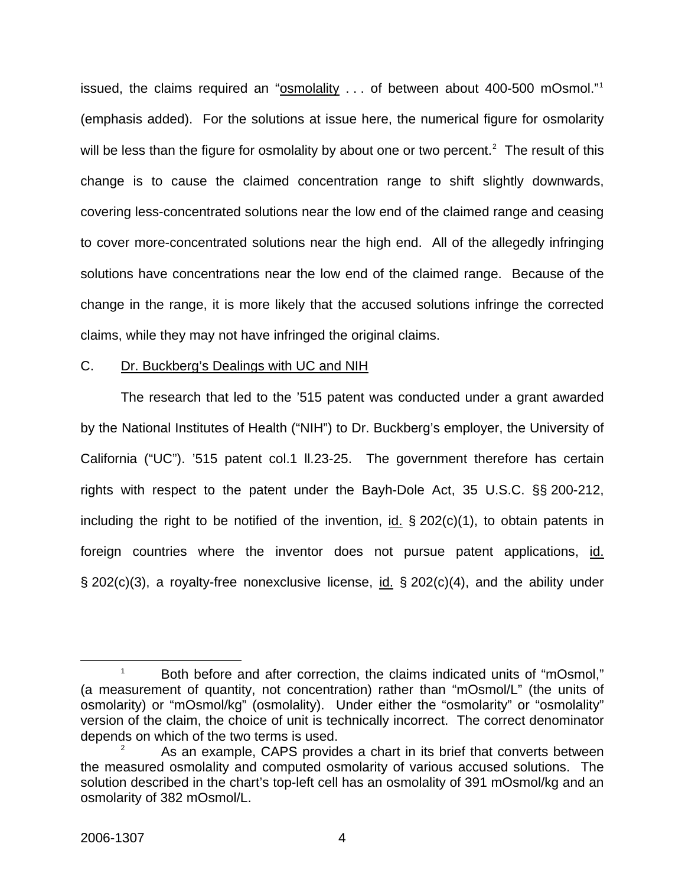issued, the claims required an "osmolality . . . of between about 400-500 mOsmol."[1] (emphasis added). For the solutions at issue here, the numerical figure for osmolarity will be less than the figure for osmolality by about one or two percent.[2] The result of this change is to cause the claimed concentration range to shift slightly downwards, covering less-concentrated solutions near the low end of the claimed range and ceasing to cover more-concentrated solutions near the high end. All of the allegedly infringing solutions have concentrations near the low end of the claimed range. Because of the change in the range, it is more likely that the accused solutions infringe the corrected claims, while they may not have infringed the original claims.

C. Dr. Buckberg's Dealings with UC and NIH

The research that led to the '515 patent was conducted under a grant awarded by the National Institutes of Health ("NIH") to Dr. Buckberg's employer, the University of California ("UC"). '515 patent col.1 ll.23-25. The government therefore has certain rights with respect to the patent under the Bayh-Dole Act, 35 U.S.C. §§ 200-212, including the right to be notified of the invention, id. § 202(c)(1), to obtain patents in foreign countries where the inventor does not pursue patent applications, id. § 202(c)(3), a royalty-free nonexclusive license, id. § 202(c)(4), and the ability under

[1] Both before and after correction, the claims indicated units of "mOsmol," (a measurement of quantity, not concentration) rather than "mOsmol/L" (the units of osmolarity) or "mOsmol/kg" (osmolality). Under either the "osmolarity" or "osmolality" version of the claim, the choice of unit is technically incorrect. The correct denominator depends on which of the two terms is used.

[2] As an example, CAPS provides a chart in its brief that converts between the measured osmolality and computed osmolarity of various accused solutions. The solution described in the chart's top-left cell has an osmolality of 391 mOsmol/kg and an osmolarity of 382 mOsmol/L.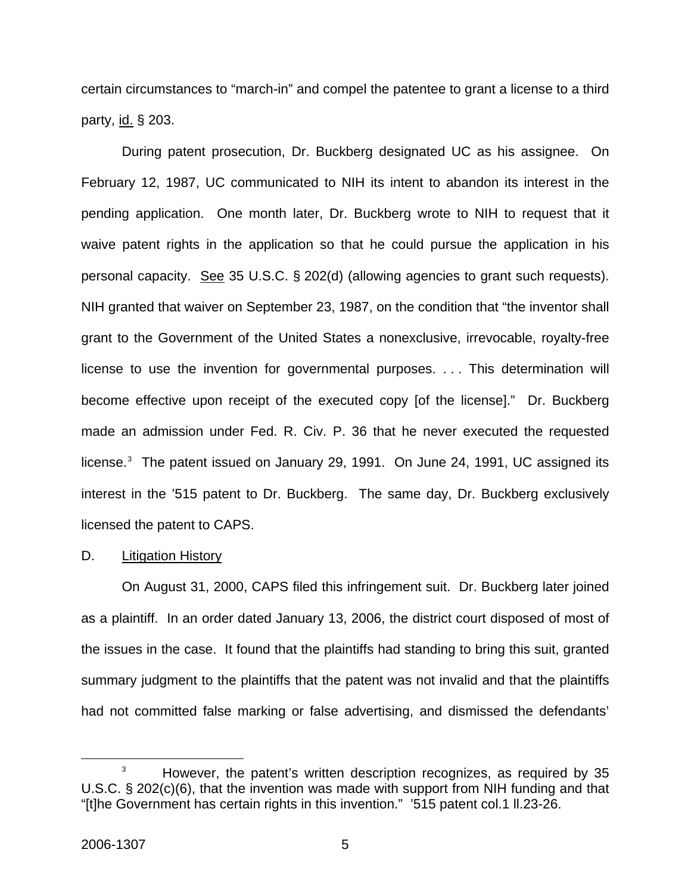certain circumstances to "march-in" and compel the patentee to grant a license to a third party, id. § 203.

During patent prosecution, Dr. Buckberg designated UC as his assignee. On February 12, 1987, UC communicated to NIH its intent to abandon its interest in the pending application. One month later, Dr. Buckberg wrote to NIH to request that it waive patent rights in the application so that he could pursue the application in his personal capacity. See 35 U.S.C. § 202(d) (allowing agencies to grant such requests). NIH granted that waiver on September 23, 1987, on the condition that "the inventor shall grant to the Government of the United States a nonexclusive, irrevocable, royalty-free license to use the invention for governmental purposes. . . . This determination will become effective upon receipt of the executed copy [of the license]." Dr. Buckberg made an admission under Fed. R. Civ. P. 36 that he never executed the requested license.[3] The patent issued on January 29, 1991. On June 24, 1991, UC assigned its interest in the '515 patent to Dr. Buckberg. The same day, Dr. Buckberg exclusively licensed the patent to CAPS.

D. Litigation History

On August 31, 2000, CAPS filed this infringement suit. Dr. Buckberg later joined as a plaintiff. In an order dated January 13, 2006, the district court disposed of most of the issues in the case. It found that the plaintiffs had standing to bring this suit, granted summary judgment to the plaintiffs that the patent was not invalid and that the plaintiffs had not committed false marking or false advertising, and dismissed the defendants'

[3] However, the patent's written description recognizes, as required by 35 U.S.C. § 202(c)(6), that the invention was made with support from NIH funding and that "[t]he Government has certain rights in this invention." '515 patent col.1 ll.23-26.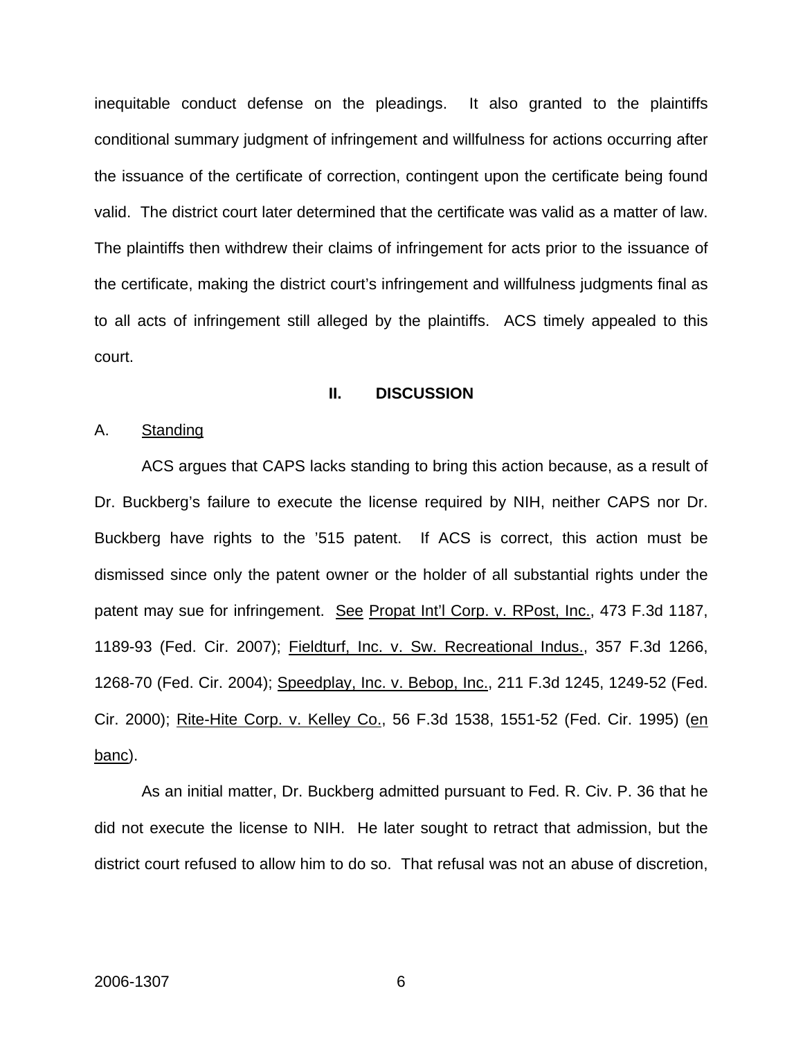inequitable conduct defense on the pleadings. It also granted to the plaintiffs conditional summary judgment of infringement and willfulness for actions occurring after the issuance of the certificate of correction, contingent upon the certificate being found valid. The district court later determined that the certificate was valid as a matter of law. The plaintiffs then withdrew their claims of infringement for acts prior to the issuance of the certificate, making the district court's infringement and willfulness judgments final as to all acts of infringement still alleged by the plaintiffs. ACS timely appealed to this court.

## II. DISCUSSION

### A. Standing

ACS argues that CAPS lacks standing to bring this action because, as a result of Dr. Buckberg's failure to execute the license required by NIH, neither CAPS nor Dr. Buckberg have rights to the '515 patent. If ACS is correct, this action must be dismissed since only the patent owner or the holder of all substantial rights under the patent may sue for infringement. See Propat Int'l Corp. v. RPost, Inc., 473 F.3d 1187, 1189-93 (Fed. Cir. 2007); Fieldturf, Inc. v. Sw. Recreational Indus., 357 F.3d 1266, 1268-70 (Fed. Cir. 2004); Speedplay, Inc. v. Bebop, Inc., 211 F.3d 1245, 1249-52 (Fed. Cir. 2000); Rite-Hite Corp. v. Kelley Co., 56 F.3d 1538, 1551-52 (Fed. Cir. 1995) (en banc).

As an initial matter, Dr. Buckberg admitted pursuant to Fed. R. Civ. P. 36 that he did not execute the license to NIH. He later sought to retract that admission, but the district court refused to allow him to do so. That refusal was not an abuse of discretion,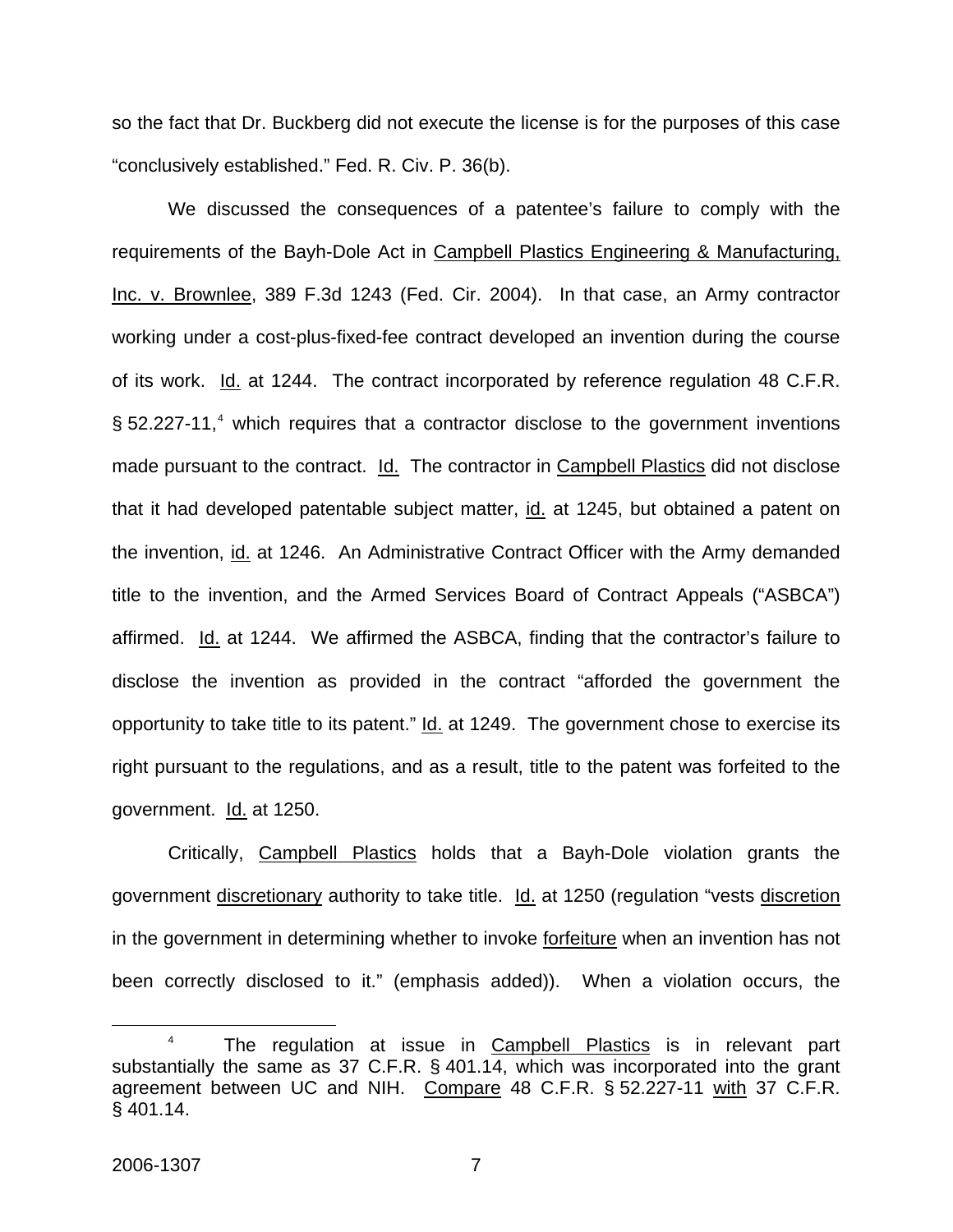so the fact that Dr. Buckberg did not execute the license is for the purposes of this case "conclusively established." Fed. R. Civ. P. 36(b).

We discussed the consequences of a patentee's failure to comply with the requirements of the Bayh-Dole Act in Campbell Plastics Engineering & Manufacturing, Inc. v. Brownlee, 389 F.3d 1243 (Fed. Cir. 2004). In that case, an Army contractor working under a cost-plus-fixed-fee contract developed an invention during the course of its work. Id. at 1244. The contract incorporated by reference regulation 48 C.F.R. § 52.227-11,[4] which requires that a contractor disclose to the government inventions made pursuant to the contract. Id. The contractor in Campbell Plastics did not disclose that it had developed patentable subject matter, id. at 1245, but obtained a patent on the invention, id. at 1246. An Administrative Contract Officer with the Army demanded title to the invention, and the Armed Services Board of Contract Appeals ("ASBCA") affirmed. Id. at 1244. We affirmed the ASBCA, finding that the contractor's failure to disclose the invention as provided in the contract "afforded the government the opportunity to take title to its patent." Id. at 1249. The government chose to exercise its right pursuant to the regulations, and as a result, title to the patent was forfeited to the government. Id. at 1250.

Critically, Campbell Plastics holds that a Bayh-Dole violation grants the government discretionary authority to take title. Id. at 1250 (regulation "vests discretion in the government in determining whether to invoke forfeiture when an invention has not been correctly disclosed to it." (emphasis added)). When a violation occurs, the

[4] The regulation at issue in Campbell Plastics is in relevant part substantially the same as 37 C.F.R. § 401.14, which was incorporated into the grant agreement between UC and NIH. Compare 48 C.F.R. § 52.227-11 with 37 C.F.R. § 401.14.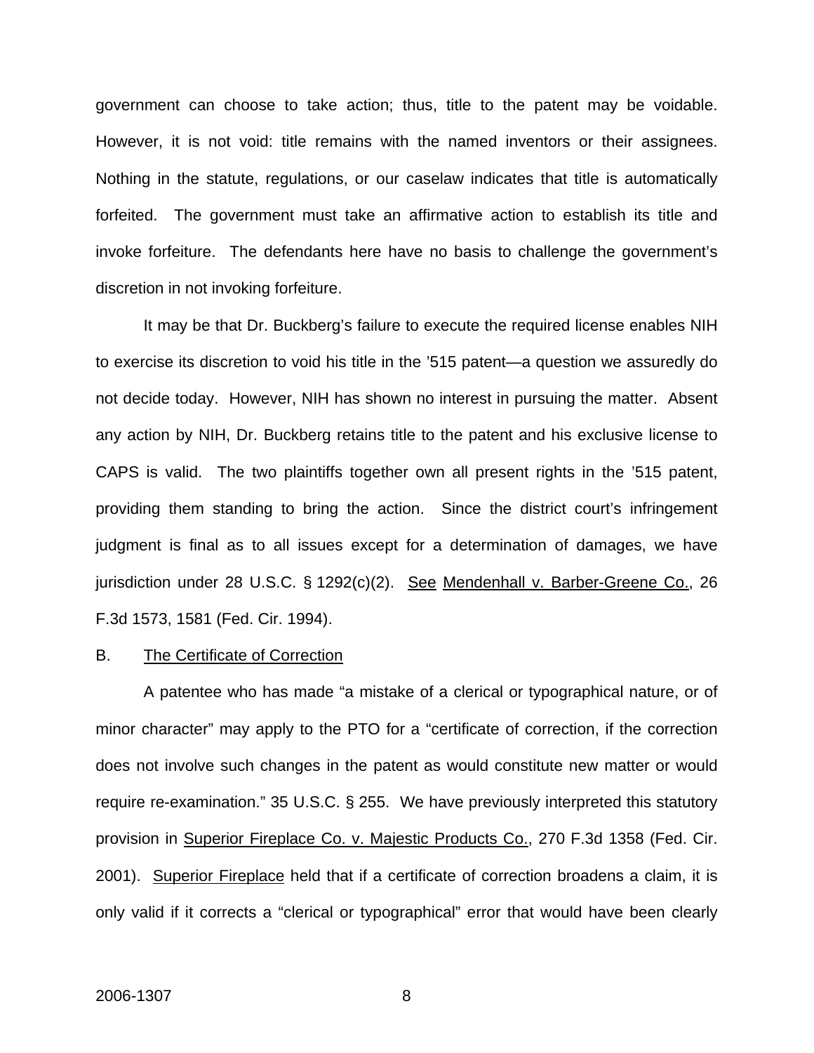government can choose to take action; thus, title to the patent may be voidable. However, it is not void: title remains with the named inventors or their assignees. Nothing in the statute, regulations, or our caselaw indicates that title is automatically forfeited. The government must take an affirmative action to establish its title and invoke forfeiture. The defendants here have no basis to challenge the government's discretion in not invoking forfeiture.

It may be that Dr. Buckberg's failure to execute the required license enables NIH to exercise its discretion to void his title in the '515 patent—a question we assuredly do not decide today. However, NIH has shown no interest in pursuing the matter. Absent any action by NIH, Dr. Buckberg retains title to the patent and his exclusive license to CAPS is valid. The two plaintiffs together own all present rights in the '515 patent, providing them standing to bring the action. Since the district court's infringement judgment is final as to all issues except for a determination of damages, we have jurisdiction under 28 U.S.C. § 1292(c)(2). See Mendenhall v. Barber-Greene Co., 26 F.3d 1573, 1581 (Fed. Cir. 1994).

B. The Certificate of Correction

A patentee who has made "a mistake of a clerical or typographical nature, or of minor character" may apply to the PTO for a "certificate of correction, if the correction does not involve such changes in the patent as would constitute new matter or would require re-examination." 35 U.S.C. § 255. We have previously interpreted this statutory provision in Superior Fireplace Co. v. Majestic Products Co., 270 F.3d 1358 (Fed. Cir. 2001). Superior Fireplace held that if a certificate of correction broadens a claim, it is only valid if it corrects a "clerical or typographical" error that would have been clearly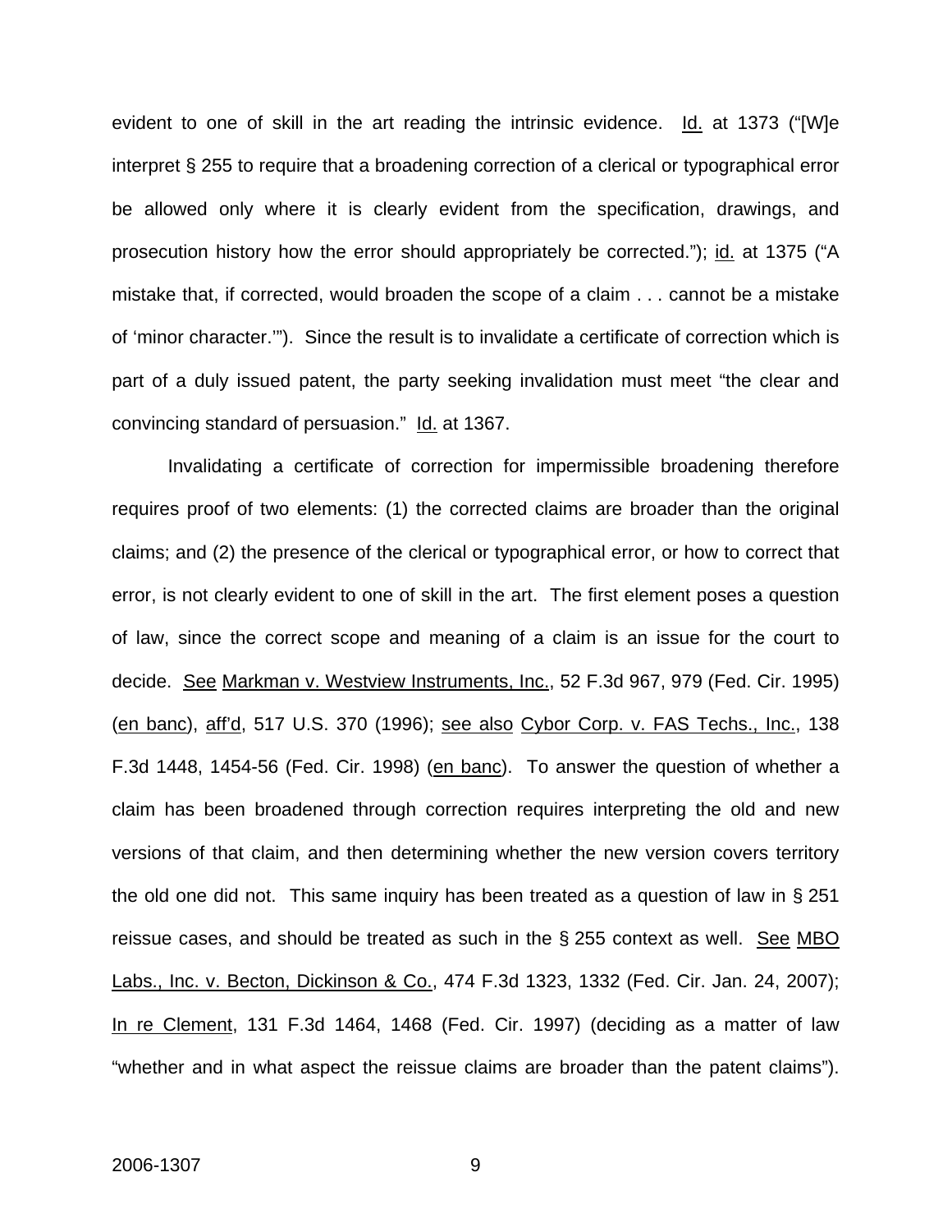evident to one of skill in the art reading the intrinsic evidence. Id. at 1373 ("[W]e interpret § 255 to require that a broadening correction of a clerical or typographical error be allowed only where it is clearly evident from the specification, drawings, and prosecution history how the error should appropriately be corrected."); id. at 1375 ("A mistake that, if corrected, would broaden the scope of a claim . . . cannot be a mistake of 'minor character.'"). Since the result is to invalidate a certificate of correction which is part of a duly issued patent, the party seeking invalidation must meet "the clear and convincing standard of persuasion." Id. at 1367.

Invalidating a certificate of correction for impermissible broadening therefore requires proof of two elements: (1) the corrected claims are broader than the original claims; and (2) the presence of the clerical or typographical error, or how to correct that error, is not clearly evident to one of skill in the art. The first element poses a question of law, since the correct scope and meaning of a claim is an issue for the court to decide. See Markman v. Westview Instruments, Inc., 52 F.3d 967, 979 (Fed. Cir. 1995) (en banc), aff'd, 517 U.S. 370 (1996); see also Cybor Corp. v. FAS Techs., Inc., 138 F.3d 1448, 1454-56 (Fed. Cir. 1998) (en banc). To answer the question of whether a claim has been broadened through correction requires interpreting the old and new versions of that claim, and then determining whether the new version covers territory the old one did not. This same inquiry has been treated as a question of law in § 251 reissue cases, and should be treated as such in the § 255 context as well. See MBO Labs., Inc. v. Becton, Dickinson & Co., 474 F.3d 1323, 1332 (Fed. Cir. Jan. 24, 2007); In re Clement, 131 F.3d 1464, 1468 (Fed. Cir. 1997) (deciding as a matter of law "whether and in what aspect the reissue claims are broader than the patent claims").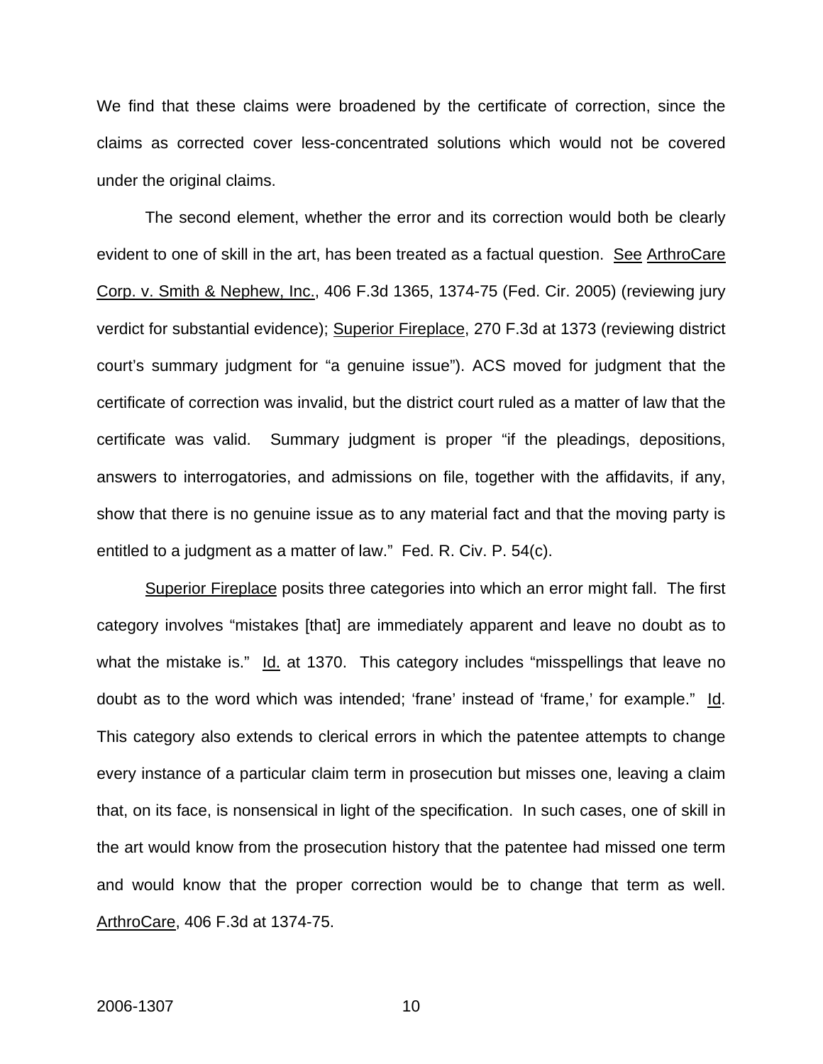We find that these claims were broadened by the certificate of correction, since the claims as corrected cover less-concentrated solutions which would not be covered under the original claims.

The second element, whether the error and its correction would both be clearly evident to one of skill in the art, has been treated as a factual question. See ArthroCare Corp. v. Smith & Nephew, Inc., 406 F.3d 1365, 1374-75 (Fed. Cir. 2005) (reviewing jury verdict for substantial evidence); Superior Fireplace, 270 F.3d at 1373 (reviewing district court's summary judgment for "a genuine issue"). ACS moved for judgment that the certificate of correction was invalid, but the district court ruled as a matter of law that the certificate was valid. Summary judgment is proper "if the pleadings, depositions, answers to interrogatories, and admissions on file, together with the affidavits, if any, show that there is no genuine issue as to any material fact and that the moving party is entitled to a judgment as a matter of law." Fed. R. Civ. P. 54(c).

Superior Fireplace posits three categories into which an error might fall. The first category involves "mistakes [that] are immediately apparent and leave no doubt as to what the mistake is." Id. at 1370. This category includes "misspellings that leave no doubt as to the word which was intended; 'frane' instead of 'frame,' for example." Id. This category also extends to clerical errors in which the patentee attempts to change every instance of a particular claim term in prosecution but misses one, leaving a claim that, on its face, is nonsensical in light of the specification. In such cases, one of skill in the art would know from the prosecution history that the patentee had missed one term and would know that the proper correction would be to change that term as well. ArthroCare, 406 F.3d at 1374-75.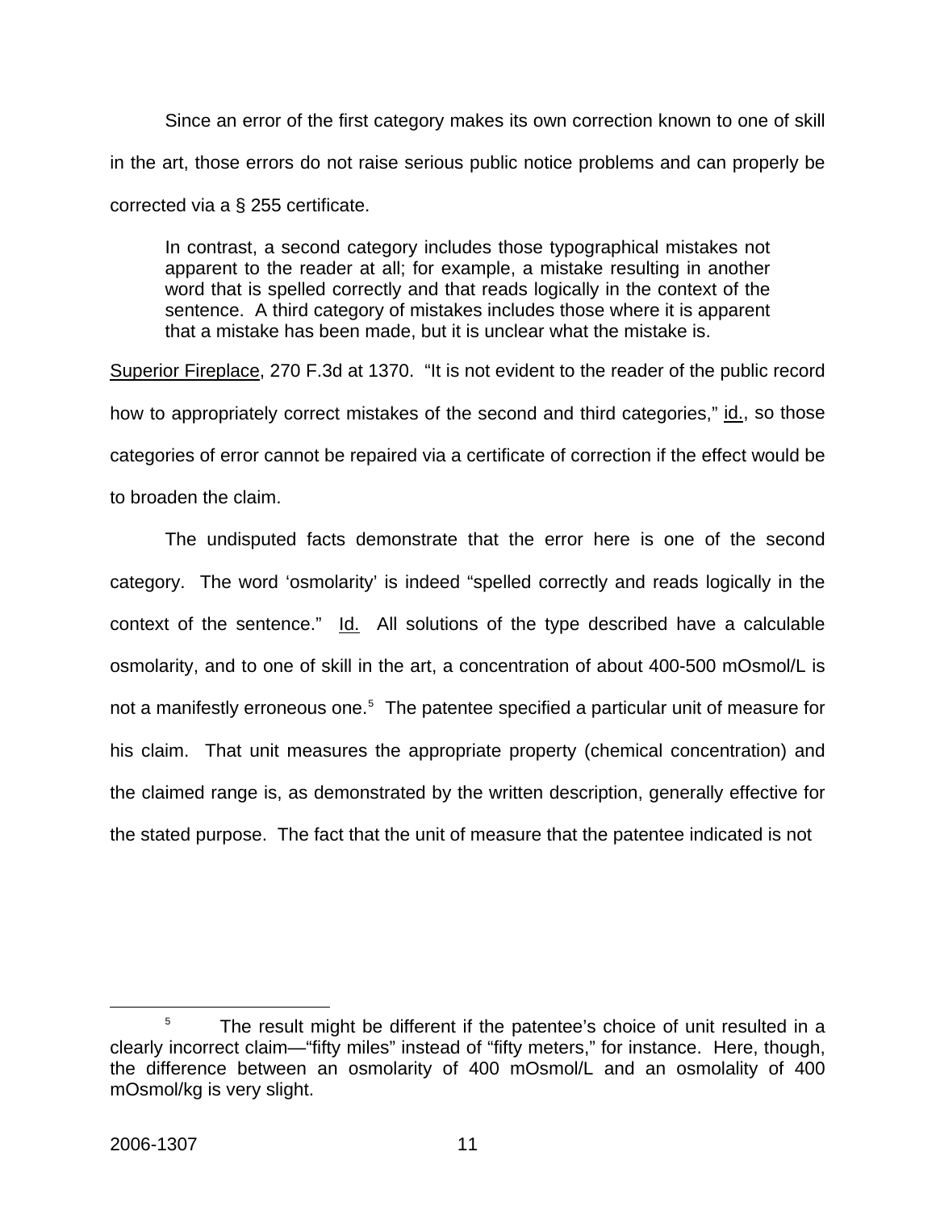Since an error of the first category makes its own correction known to one of skill in the art, those errors do not raise serious public notice problems and can properly be corrected via a § 255 certificate.

> In contrast, a second category includes those typographical mistakes not apparent to the reader at all; for example, a mistake resulting in another word that is spelled correctly and that reads logically in the context of the sentence. A third category of mistakes includes those where it is apparent that a mistake has been made, but it is unclear what the mistake is.

Superior Fireplace, 270 F.3d at 1370. "It is not evident to the reader of the public record how to appropriately correct mistakes of the second and third categories," id., so those categories of error cannot be repaired via a certificate of correction if the effect would be to broaden the claim.

The undisputed facts demonstrate that the error here is one of the second category. The word 'osmolarity' is indeed "spelled correctly and reads logically in the context of the sentence." Id. All solutions of the type described have a calculable osmolarity, and to one of skill in the art, a concentration of about 400-500 mOsmol/L is not a manifestly erroneous one.[5] The patentee specified a particular unit of measure for his claim. That unit measures the appropriate property (chemical concentration) and the claimed range is, as demonstrated by the written description, generally effective for the stated purpose. The fact that the unit of measure that the patentee indicated is not

---

[5] The result might be different if the patentee's choice of unit resulted in a clearly incorrect claim—"fifty miles" instead of "fifty meters," for instance. Here, though, the difference between an osmolarity of 400 mOsmol/L and an osmolality of 400 mOsmol/kg is very slight.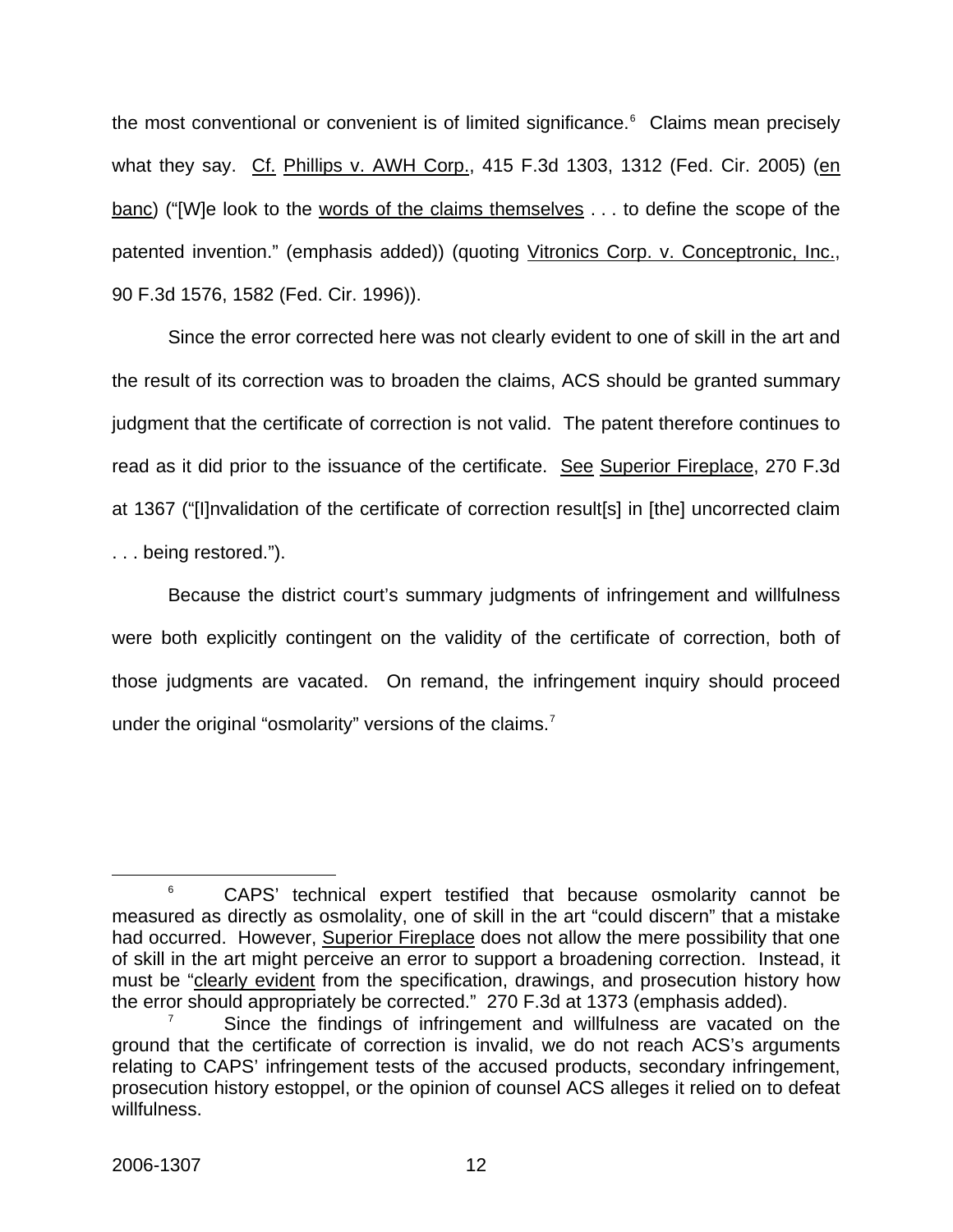the most conventional or convenient is of limited significance.[6] Claims mean precisely what they say. Cf. Phillips v. AWH Corp., 415 F.3d 1303, 1312 (Fed. Cir. 2005) (en banc) ("[W]e look to the words of the claims themselves . . . to define the scope of the patented invention." (emphasis added)) (quoting Vitronics Corp. v. Conceptronic, Inc., 90 F.3d 1576, 1582 (Fed. Cir. 1996)).

Since the error corrected here was not clearly evident to one of skill in the art and the result of its correction was to broaden the claims, ACS should be granted summary judgment that the certificate of correction is not valid. The patent therefore continues to read as it did prior to the issuance of the certificate. See Superior Fireplace, 270 F.3d at 1367 ("[I]nvalidation of the certificate of correction result[s] in [the] uncorrected claim . . . being restored.").

Because the district court's summary judgments of infringement and willfulness were both explicitly contingent on the validity of the certificate of correction, both of those judgments are vacated. On remand, the infringement inquiry should proceed under the original "osmolarity" versions of the claims.[7]

---

[6] CAPS' technical expert testified that because osmolarity cannot be measured as directly as osmolality, one of skill in the art "could discern" that a mistake had occurred. However, Superior Fireplace does not allow the mere possibility that one of skill in the art might perceive an error to support a broadening correction. Instead, it must be "clearly evident from the specification, drawings, and prosecution history how the error should appropriately be corrected." 270 F.3d at 1373 (emphasis added).

[7] Since the findings of infringement and willfulness are vacated on the ground that the certificate of correction is invalid, we do not reach ACS's arguments relating to CAPS' infringement tests of the accused products, secondary infringement, prosecution history estoppel, or the opinion of counsel ACS alleges it relied on to defeat willfulness.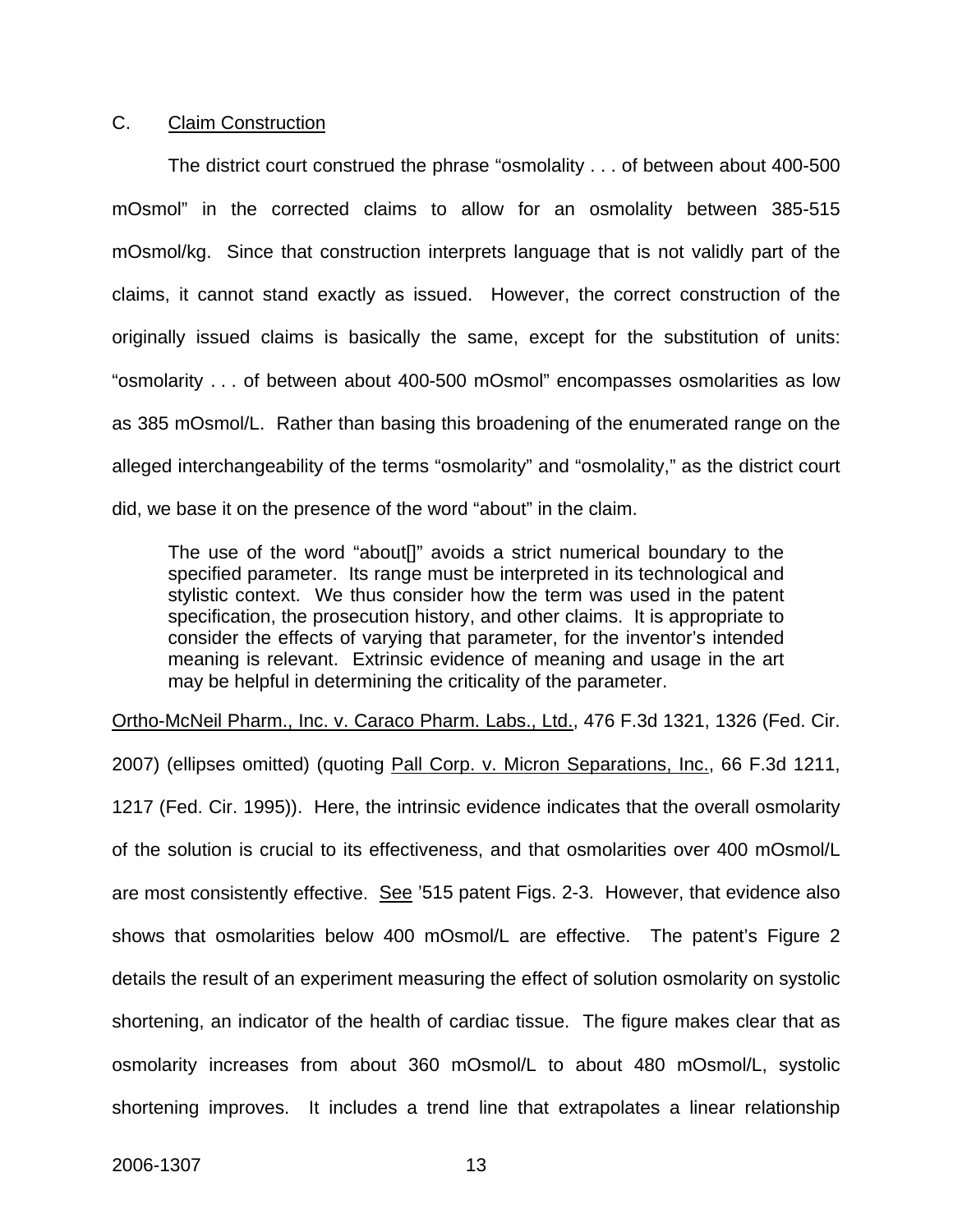C. Claim Construction

The district court construed the phrase "osmolality . . . of between about 400-500 mOsmol" in the corrected claims to allow for an osmolality between 385-515 mOsmol/kg. Since that construction interprets language that is not validly part of the claims, it cannot stand exactly as issued. However, the correct construction of the originally issued claims is basically the same, except for the substitution of units: "osmolarity . . . of between about 400-500 mOsmol" encompasses osmolarities as low as 385 mOsmol/L. Rather than basing this broadening of the enumerated range on the alleged interchangeability of the terms "osmolarity" and "osmolality," as the district court did, we base it on the presence of the word "about" in the claim.

> The use of the word "about[]" avoids a strict numerical boundary to the specified parameter. Its range must be interpreted in its technological and stylistic context. We thus consider how the term was used in the patent specification, the prosecution history, and other claims. It is appropriate to consider the effects of varying that parameter, for the inventor's intended meaning is relevant. Extrinsic evidence of meaning and usage in the art may be helpful in determining the criticality of the parameter.

Ortho-McNeil Pharm., Inc. v. Caraco Pharm. Labs., Ltd., 476 F.3d 1321, 1326 (Fed. Cir. 2007) (ellipses omitted) (quoting Pall Corp. v. Micron Separations, Inc., 66 F.3d 1211, 1217 (Fed. Cir. 1995)). Here, the intrinsic evidence indicates that the overall osmolarity of the solution is crucial to its effectiveness, and that osmolarities over 400 mOsmol/L are most consistently effective. See '515 patent Figs. 2-3. However, that evidence also shows that osmolarities below 400 mOsmol/L are effective. The patent's Figure 2 details the result of an experiment measuring the effect of solution osmolarity on systolic shortening, an indicator of the health of cardiac tissue. The figure makes clear that as osmolarity increases from about 360 mOsmol/L to about 480 mOsmol/L, systolic shortening improves. It includes a trend line that extrapolates a linear relationship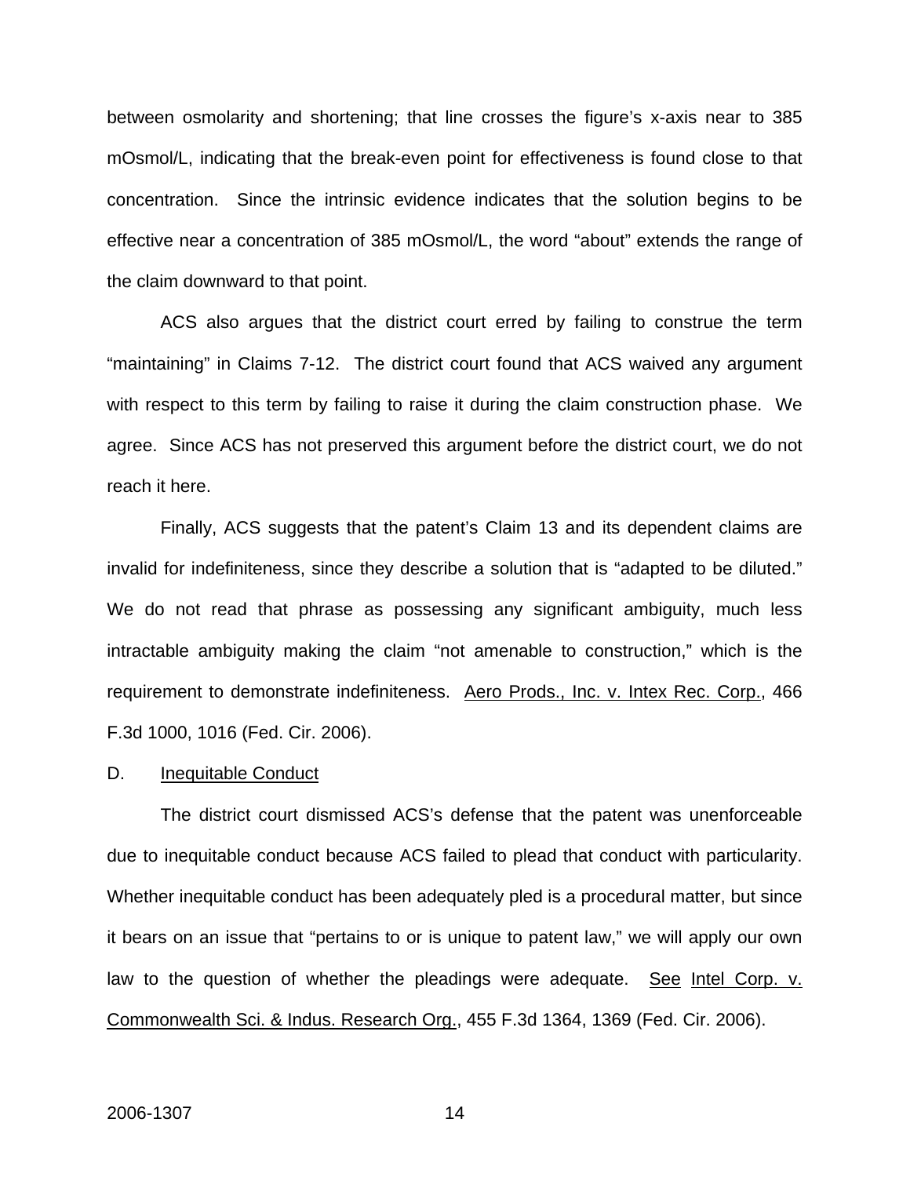between osmolarity and shortening; that line crosses the figure's x-axis near to 385 mOsmol/L, indicating that the break-even point for effectiveness is found close to that concentration. Since the intrinsic evidence indicates that the solution begins to be effective near a concentration of 385 mOsmol/L, the word "about" extends the range of the claim downward to that point.

ACS also argues that the district court erred by failing to construe the term "maintaining" in Claims 7-12. The district court found that ACS waived any argument with respect to this term by failing to raise it during the claim construction phase. We agree. Since ACS has not preserved this argument before the district court, we do not reach it here.

Finally, ACS suggests that the patent's Claim 13 and its dependent claims are invalid for indefiniteness, since they describe a solution that is "adapted to be diluted." We do not read that phrase as possessing any significant ambiguity, much less intractable ambiguity making the claim "not amenable to construction," which is the requirement to demonstrate indefiniteness. Aero Prods., Inc. v. Intex Rec. Corp., 466 F.3d 1000, 1016 (Fed. Cir. 2006).

D. Inequitable Conduct

The district court dismissed ACS's defense that the patent was unenforceable due to inequitable conduct because ACS failed to plead that conduct with particularity. Whether inequitable conduct has been adequately pled is a procedural matter, but since it bears on an issue that "pertains to or is unique to patent law," we will apply our own law to the question of whether the pleadings were adequate. See Intel Corp. v. Commonwealth Sci. & Indus. Research Org., 455 F.3d 1364, 1369 (Fed. Cir. 2006).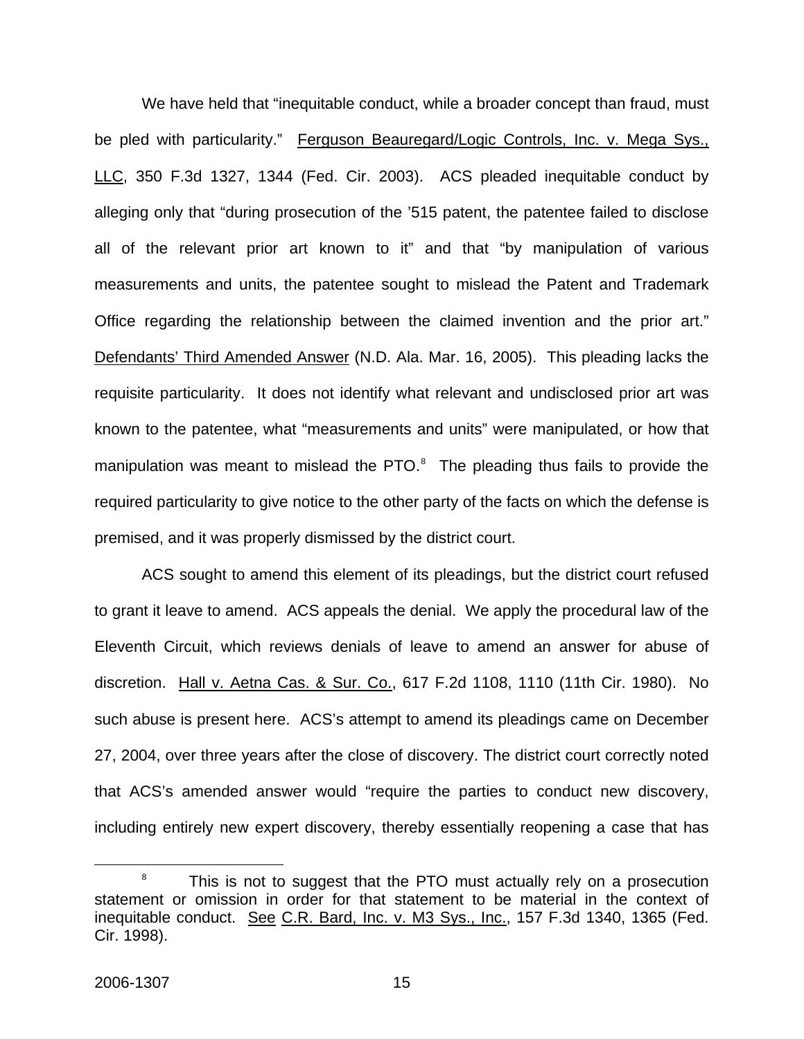We have held that "inequitable conduct, while a broader concept than fraud, must be pled with particularity." Ferguson Beauregard/Logic Controls, Inc. v. Mega Sys., LLC, 350 F.3d 1327, 1344 (Fed. Cir. 2003). ACS pleaded inequitable conduct by alleging only that "during prosecution of the '515 patent, the patentee failed to disclose all of the relevant prior art known to it" and that "by manipulation of various measurements and units, the patentee sought to mislead the Patent and Trademark Office regarding the relationship between the claimed invention and the prior art." Defendants' Third Amended Answer (N.D. Ala. Mar. 16, 2005). This pleading lacks the requisite particularity. It does not identify what relevant and undisclosed prior art was known to the patentee, what "measurements and units" were manipulated, or how that manipulation was meant to mislead the PTO.[8] The pleading thus fails to provide the required particularity to give notice to the other party of the facts on which the defense is premised, and it was properly dismissed by the district court.

ACS sought to amend this element of its pleadings, but the district court refused to grant it leave to amend. ACS appeals the denial. We apply the procedural law of the Eleventh Circuit, which reviews denials of leave to amend an answer for abuse of discretion. Hall v. Aetna Cas. & Sur. Co., 617 F.2d 1108, 1110 (11th Cir. 1980). No such abuse is present here. ACS's attempt to amend its pleadings came on December 27, 2004, over three years after the close of discovery. The district court correctly noted that ACS's amended answer would "require the parties to conduct new discovery, including entirely new expert discovery, thereby essentially reopening a case that has

---

[8] This is not to suggest that the PTO must actually rely on a prosecution statement or omission in order for that statement to be material in the context of inequitable conduct. See C.R. Bard, Inc. v. M3 Sys., Inc., 157 F.3d 1340, 1365 (Fed. Cir. 1998).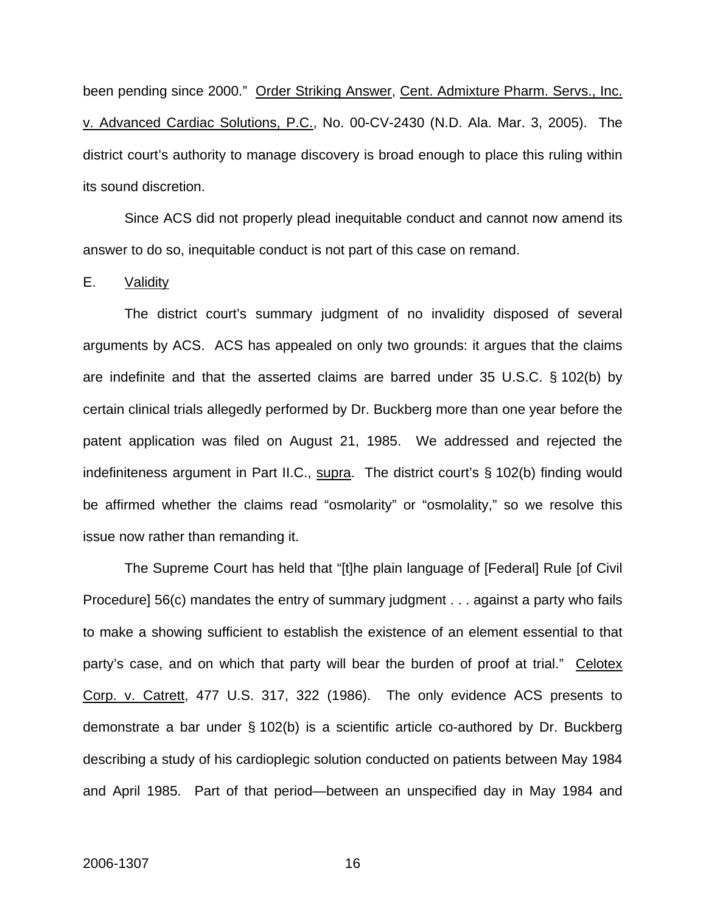been pending since 2000." Order Striking Answer, Cent. Admixture Pharm. Servs., Inc. v. Advanced Cardiac Solutions, P.C., No. 00-CV-2430 (N.D. Ala. Mar. 3, 2005). The district court's authority to manage discovery is broad enough to place this ruling within its sound discretion.

Since ACS did not properly plead inequitable conduct and cannot now amend its answer to do so, inequitable conduct is not part of this case on remand.

E. Validity

The district court's summary judgment of no invalidity disposed of several arguments by ACS. ACS has appealed on only two grounds: it argues that the claims are indefinite and that the asserted claims are barred under 35 U.S.C. § 102(b) by certain clinical trials allegedly performed by Dr. Buckberg more than one year before the patent application was filed on August 21, 1985. We addressed and rejected the indefiniteness argument in Part II.C., supra. The district court's § 102(b) finding would be affirmed whether the claims read "osmolarity" or "osmolality," so we resolve this issue now rather than remanding it.

The Supreme Court has held that "[t]he plain language of [Federal] Rule [of Civil Procedure] 56(c) mandates the entry of summary judgment . . . against a party who fails to make a showing sufficient to establish the existence of an element essential to that party's case, and on which that party will bear the burden of proof at trial." Celotex Corp. v. Catrett, 477 U.S. 317, 322 (1986). The only evidence ACS presents to demonstrate a bar under § 102(b) is a scientific article co-authored by Dr. Buckberg describing a study of his cardioplegic solution conducted on patients between May 1984 and April 1985. Part of that period—between an unspecified day in May 1984 and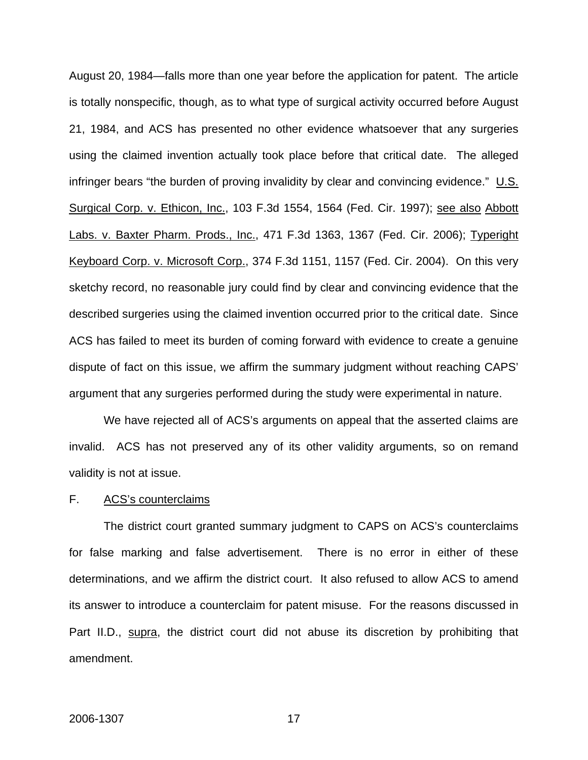August 20, 1984—falls more than one year before the application for patent. The article is totally nonspecific, though, as to what type of surgical activity occurred before August 21, 1984, and ACS has presented no other evidence whatsoever that any surgeries using the claimed invention actually took place before that critical date. The alleged infringer bears "the burden of proving invalidity by clear and convincing evidence." U.S. Surgical Corp. v. Ethicon, Inc., 103 F.3d 1554, 1564 (Fed. Cir. 1997); see also Abbott Labs. v. Baxter Pharm. Prods., Inc., 471 F.3d 1363, 1367 (Fed. Cir. 2006); Typeright Keyboard Corp. v. Microsoft Corp., 374 F.3d 1151, 1157 (Fed. Cir. 2004). On this very sketchy record, no reasonable jury could find by clear and convincing evidence that the described surgeries using the claimed invention occurred prior to the critical date. Since ACS has failed to meet its burden of coming forward with evidence to create a genuine dispute of fact on this issue, we affirm the summary judgment without reaching CAPS' argument that any surgeries performed during the study were experimental in nature.

We have rejected all of ACS's arguments on appeal that the asserted claims are invalid. ACS has not preserved any of its other validity arguments, so on remand validity is not at issue.

### F. ACS's counterclaims

The district court granted summary judgment to CAPS on ACS's counterclaims for false marking and false advertisement. There is no error in either of these determinations, and we affirm the district court. It also refused to allow ACS to amend its answer to introduce a counterclaim for patent misuse. For the reasons discussed in Part II.D., supra, the district court did not abuse its discretion by prohibiting that amendment.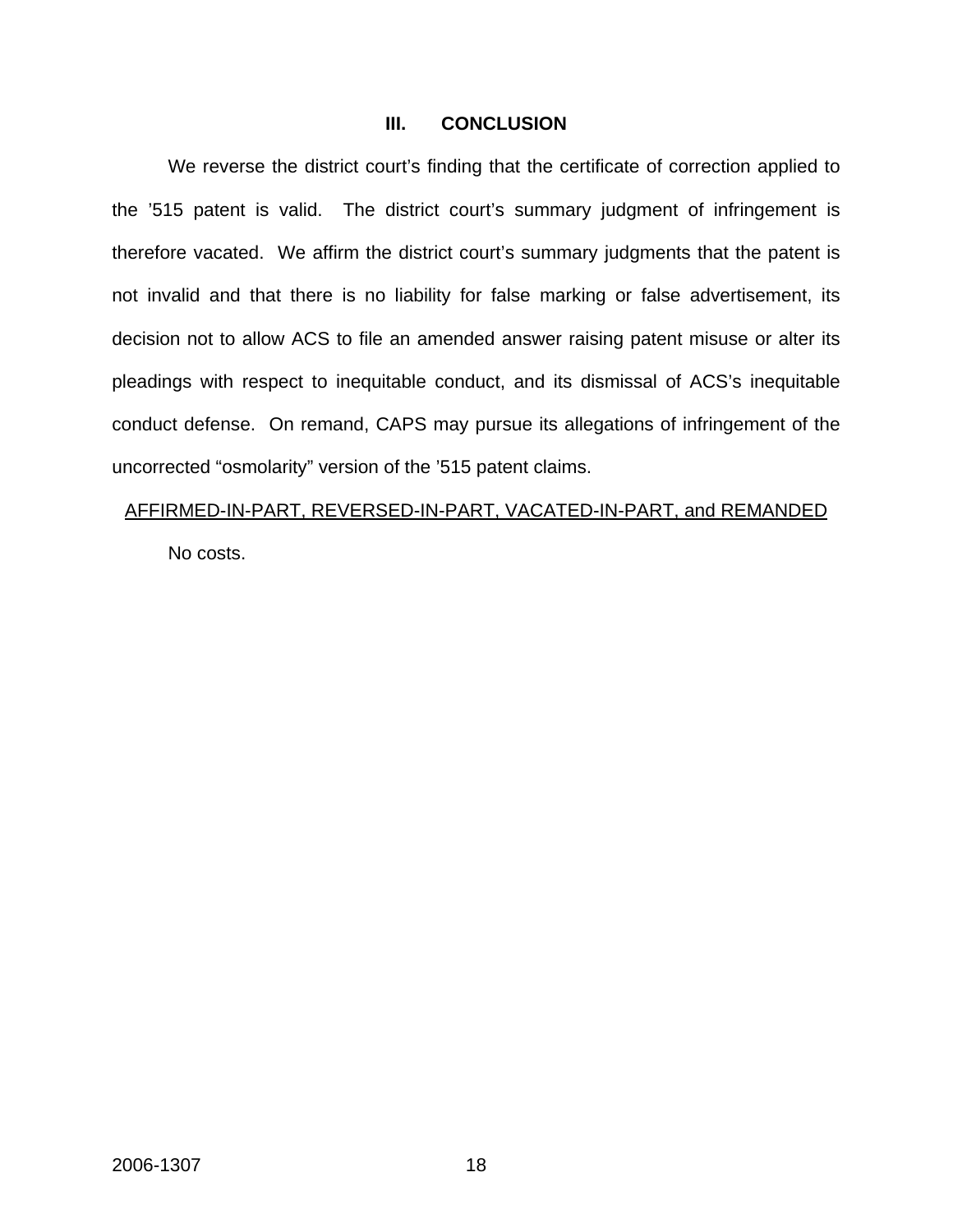## III. CONCLUSION

We reverse the district court's finding that the certificate of correction applied to the '515 patent is valid. The district court's summary judgment of infringement is therefore vacated. We affirm the district court's summary judgments that the patent is not invalid and that there is no liability for false marking or false advertisement, its decision not to allow ACS to file an amended answer raising patent misuse or alter its pleadings with respect to inequitable conduct, and its dismissal of ACS's inequitable conduct defense. On remand, CAPS may pursue its allegations of infringement of the uncorrected "osmolarity" version of the '515 patent claims.

AFFIRMED-IN-PART, REVERSED-IN-PART, VACATED-IN-PART, and REMANDED

No costs.